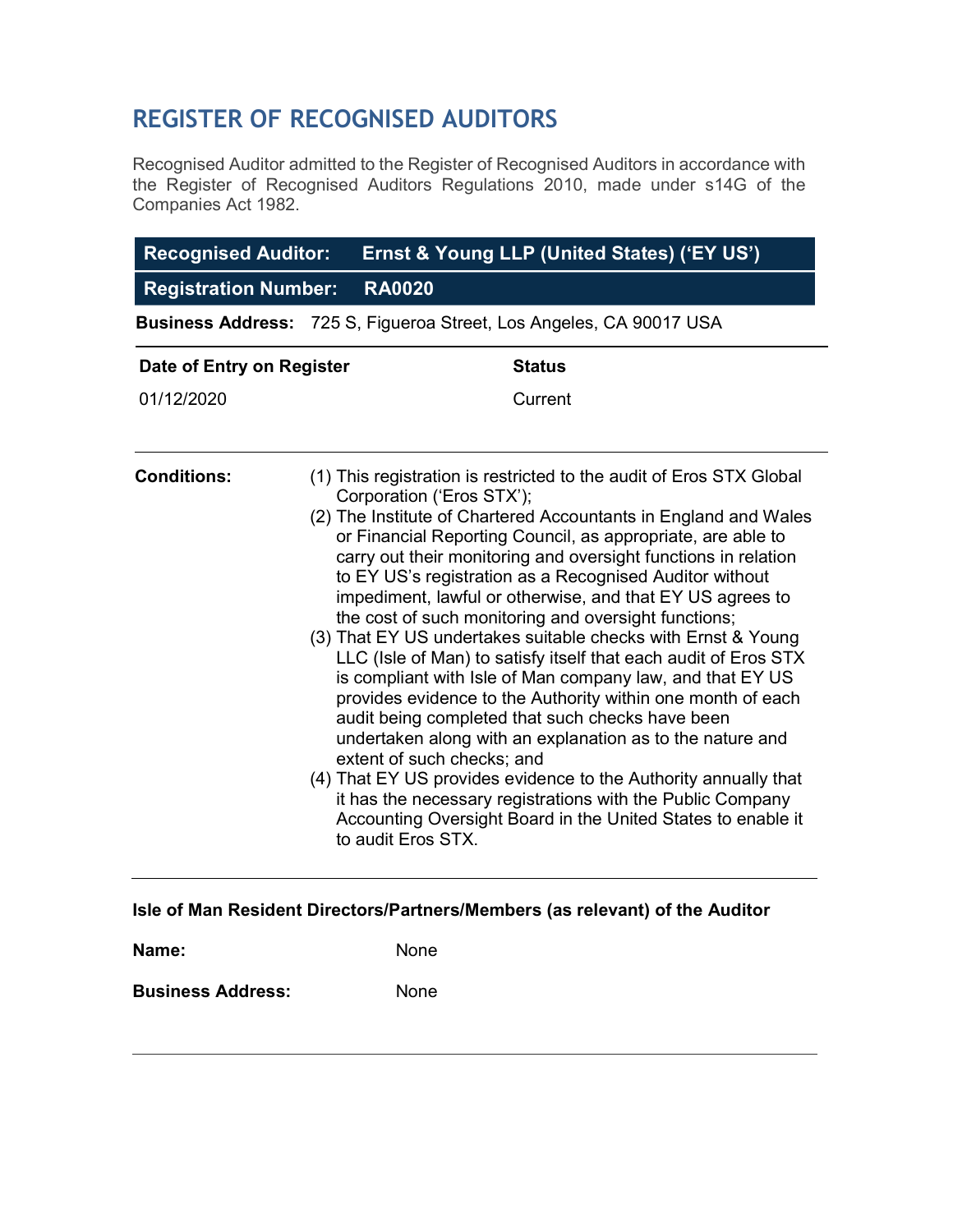# REGISTER OF RECOGNISED AUDITORS

Recognised Auditor admitted to the Register of Recognised Auditors in accordance with the Register of Recognised Auditors Regulations 2010, made under s14G of the Companies Act 1982.

| | |
|---|---|
| **Recognised Auditor:** | **Ernst & Young LLP (United States) ('EY US')** |
| **Registration Number:** | **RA0020** |

**Business Address:** 725 S, Figueroa Street, Los Angeles, CA 90017 USA

| Date of Entry on Register | Status |
|---|---|
| 01/12/2020 | Current |

**Conditions:**

(1) This registration is restricted to the audit of Eros STX Global Corporation ('Eros STX');

(2) The Institute of Chartered Accountants in England and Wales or Financial Reporting Council, as appropriate, are able to carry out their monitoring and oversight functions in relation to EY US's registration as a Recognised Auditor without impediment, lawful or otherwise, and that EY US agrees to the cost of such monitoring and oversight functions;

(3) That EY US undertakes suitable checks with Ernst & Young LLC (Isle of Man) to satisfy itself that each audit of Eros STX is compliant with Isle of Man company law, and that EY US provides evidence to the Authority within one month of each audit being completed that such checks have been undertaken along with an explanation as to the nature and extent of such checks; and

(4) That EY US provides evidence to the Authority annually that it has the necessary registrations with the Public Company Accounting Oversight Board in the United States to enable it to audit Eros STX.

**Isle of Man Resident Directors/Partners/Members (as relevant) of the Auditor**

**Name:** None

**Business Address:** None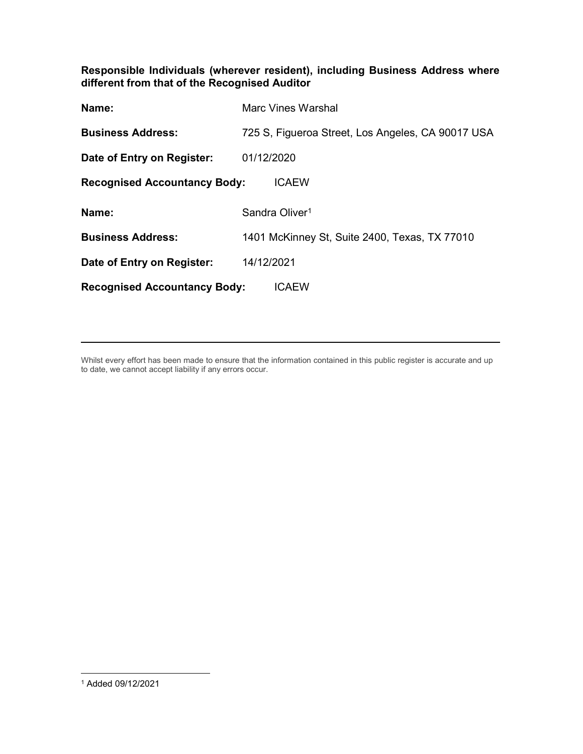**Responsible Individuals (wherever resident), including Business Address where different from that of the Recognised Auditor**

**Name:** Marc Vines Warshal

**Business Address:** 725 S, Figueroa Street, Los Angeles, CA 90017 USA

**Date of Entry on Register:** 01/12/2020

**Recognised Accountancy Body:** ICAEW

**Name:** Sandra Oliver[1]

**Business Address:** 1401 McKinney St, Suite 2400, Texas, TX 77010

**Date of Entry on Register:** 14/12/2021

**Recognised Accountancy Body:** ICAEW

---

Whilst every effort has been made to ensure that the information contained in this public register is accurate and up to date, we cannot accept liability if any errors occur.

[1] Added 09/12/2021